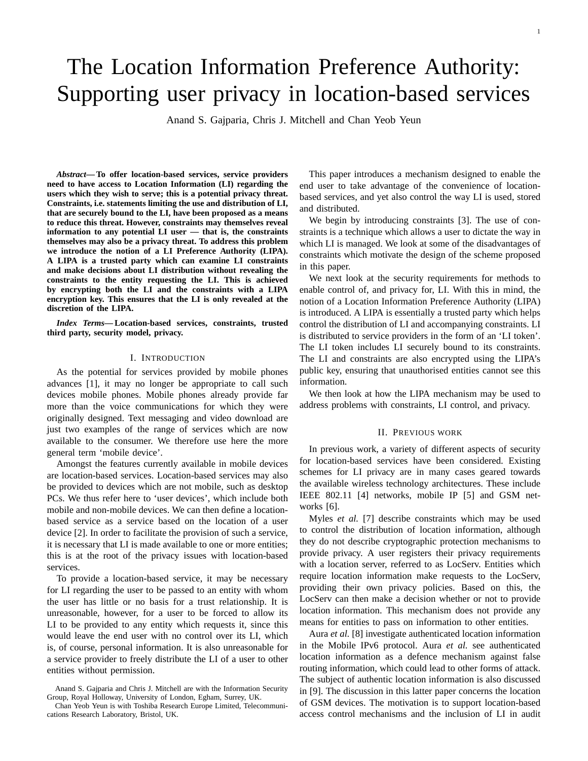# The Location Information Preference Authority: Supporting user privacy in location-based services

Anand S. Gajparia, Chris J. Mitchell and Chan Yeob Yeun

***Abstract*— To offer location-based services, service providers need to have access to Location Information (LI) regarding the users which they wish to serve; this is a potential privacy threat. Constraints, i.e. statements limiting the use and distribution of LI, that are securely bound to the LI, have been proposed as a means to reduce this threat. However, constraints may themselves reveal information to any potential LI user — that is, the constraints themselves may also be a privacy threat. To address this problem we introduce the notion of a LI Preference Authority (LIPA). A LIPA is a trusted party which can examine LI constraints and make decisions about LI distribution without revealing the constraints to the entity requesting the LI. This is achieved by encrypting both the LI and the constraints with a LIPA encryption key. This ensures that the LI is only revealed at the discretion of the LIPA.**

***Index Terms*— Location-based services, constraints, trusted third party, security model, privacy.**

## I. Introduction

As the potential for services provided by mobile phones advances [1], it may no longer be appropriate to call such devices mobile phones. Mobile phones already provide far more than the voice communications for which they were originally designed. Text messaging and video download are just two examples of the range of services which are now available to the consumer. We therefore use here the more general term 'mobile device'.

Amongst the features currently available in mobile devices are location-based services. Location-based services may also be provided to devices which are not mobile, such as desktop PCs. We thus refer here to 'user devices', which include both mobile and non-mobile devices. We can then define a location-based service as a service based on the location of a user device [2]. In order to facilitate the provision of such a service, it is necessary that LI is made available to one or more entities; this is at the root of the privacy issues with location-based services.

To provide a location-based service, it may be necessary for LI regarding the user to be passed to an entity with whom the user has little or no basis for a trust relationship. It is unreasonable, however, for a user to be forced to allow its LI to be provided to any entity which requests it, since this would leave the end user with no control over its LI, which is, of course, personal information. It is also unreasonable for a service provider to freely distribute the LI of a user to other entities without permission.

This paper introduces a mechanism designed to enable the end user to take advantage of the convenience of location-based services, and yet also control the way LI is used, stored and distributed.

We begin by introducing constraints [3]. The use of constraints is a technique which allows a user to dictate the way in which LI is managed. We look at some of the disadvantages of constraints which motivate the design of the scheme proposed in this paper.

We next look at the security requirements for methods to enable control of, and privacy for, LI. With this in mind, the notion of a Location Information Preference Authority (LIPA) is introduced. A LIPA is essentially a trusted party which helps control the distribution of LI and accompanying constraints. LI is distributed to service providers in the form of an 'LI token'. The LI token includes LI securely bound to its constraints. The LI and constraints are also encrypted using the LIPA's public key, ensuring that unauthorised entities cannot see this information.

We then look at how the LIPA mechanism may be used to address problems with constraints, LI control, and privacy.

## II. Previous work

In previous work, a variety of different aspects of security for location-based services have been considered. Existing schemes for LI privacy are in many cases geared towards the available wireless technology architectures. These include IEEE 802.11 [4] networks, mobile IP [5] and GSM networks [6].

Myles *et al.* [7] describe constraints which may be used to control the distribution of location information, although they do not describe cryptographic protection mechanisms to provide privacy. A user registers their privacy requirements with a location server, referred to as LocServ. Entities which require location information make requests to the LocServ, providing their own privacy policies. Based on this, the LocServ can then make a decision whether or not to provide location information. This mechanism does not provide any means for entities to pass on information to other entities.

Aura *et al.* [8] investigate authenticated location information in the Mobile IPv6 protocol. Aura *et al.* see authenticated location information as a defence mechanism against false routing information, which could lead to other forms of attack. The subject of authentic location information is also discussed in [9]. The discussion in this latter paper concerns the location of GSM devices. The motivation is to support location-based access control mechanisms and the inclusion of LI in audit

Anand S. Gajparia and Chris J. Mitchell are with the Information Security Group, Royal Holloway, University of London, Egham, Surrey, UK.

Chan Yeob Yeun is with Toshiba Research Europe Limited, Telecommunications Research Laboratory, Bristol, UK.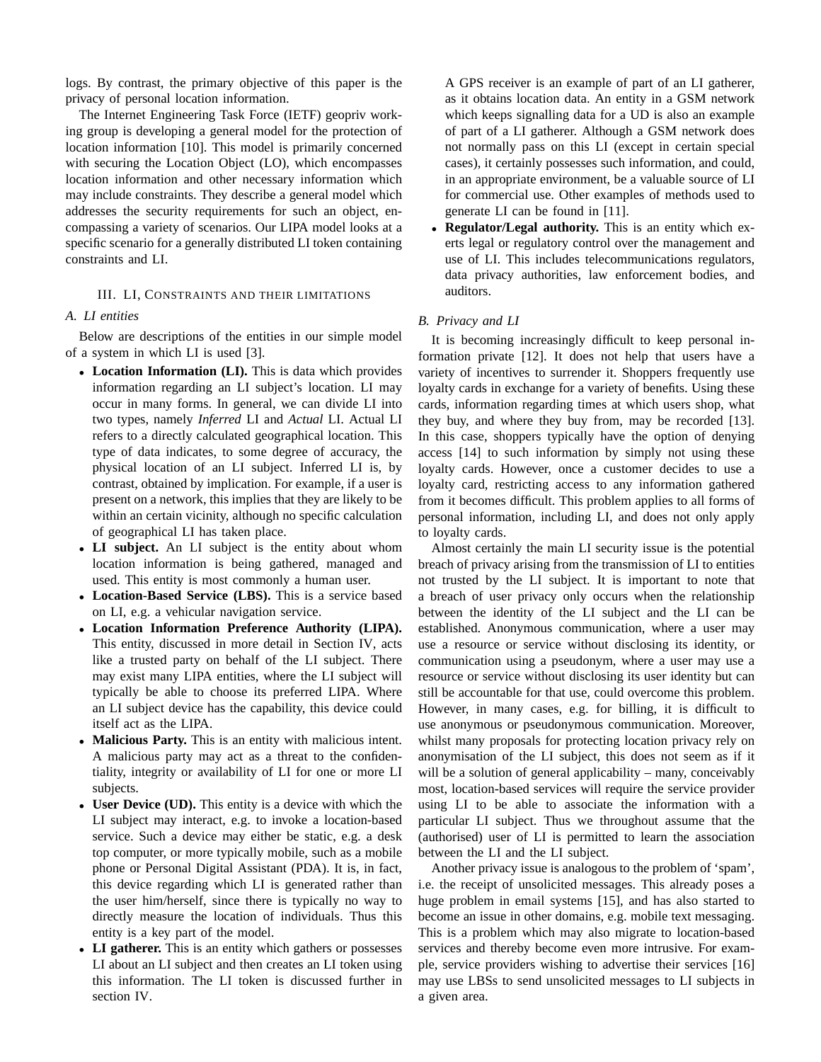logs. By contrast, the primary objective of this paper is the privacy of personal location information.

The Internet Engineering Task Force (IETF) geopriv working group is developing a general model for the protection of location information [10]. This model is primarily concerned with securing the Location Object (LO), which encompasses location information and other necessary information which may include constraints. They describe a general model which addresses the security requirements for such an object, encompassing a variety of scenarios. Our LIPA model looks at a specific scenario for a generally distributed LI token containing constraints and LI.

## III. LI, Constraints and their limitations

### A. LI entities

Below are descriptions of the entities in our simple model of a system in which LI is used [3].

- **Location Information (LI).** This is data which provides information regarding an LI subject's location. LI may occur in many forms. In general, we can divide LI into two types, namely *Inferred* LI and *Actual* LI. Actual LI refers to a directly calculated geographical location. This type of data indicates, to some degree of accuracy, the physical location of an LI subject. Inferred LI is, by contrast, obtained by implication. For example, if a user is present on a network, this implies that they are likely to be within an certain vicinity, although no specific calculation of geographical LI has taken place.
- **LI subject.** An LI subject is the entity about whom location information is being gathered, managed and used. This entity is most commonly a human user.
- **Location-Based Service (LBS).** This is a service based on LI, e.g. a vehicular navigation service.
- **Location Information Preference Authority (LIPA).** This entity, discussed in more detail in Section IV, acts like a trusted party on behalf of the LI subject. There may exist many LIPA entities, where the LI subject will typically be able to choose its preferred LIPA. Where an LI subject device has the capability, this device could itself act as the LIPA.
- **Malicious Party.** This is an entity with malicious intent. A malicious party may act as a threat to the confidentiality, integrity or availability of LI for one or more LI subjects.
- **User Device (UD).** This entity is a device with which the LI subject may interact, e.g. to invoke a location-based service. Such a device may either be static, e.g. a desk top computer, or more typically mobile, such as a mobile phone or Personal Digital Assistant (PDA). It is, in fact, this device regarding which LI is generated rather than the user him/herself, since there is typically no way to directly measure the location of individuals. Thus this entity is a key part of the model.
- **LI gatherer.** This is an entity which gathers or possesses LI about an LI subject and then creates an LI token using this information. The LI token is discussed further in section IV.

  A GPS receiver is an example of part of an LI gatherer, as it obtains location data. An entity in a GSM network which keeps signalling data for a UD is also an example of part of a LI gatherer. Although a GSM network does not normally pass on this LI (except in certain special cases), it certainly possesses such information, and could, in an appropriate environment, be a valuable source of LI for commercial use. Other examples of methods used to generate LI can be found in [11].
- **Regulator/Legal authority.** This is an entity which exerts legal or regulatory control over the management and use of LI. This includes telecommunications regulators, data privacy authorities, law enforcement bodies, and auditors.

### B. Privacy and LI

It is becoming increasingly difficult to keep personal information private [12]. It does not help that users have a variety of incentives to surrender it. Shoppers frequently use loyalty cards in exchange for a variety of benefits. Using these cards, information regarding times at which users shop, what they buy, and where they buy from, may be recorded [13]. In this case, shoppers typically have the option of denying access [14] to such information by simply not using these loyalty cards. However, once a customer decides to use a loyalty card, restricting access to any information gathered from it becomes difficult. This problem applies to all forms of personal information, including LI, and does not only apply to loyalty cards.

Almost certainly the main LI security issue is the potential breach of privacy arising from the transmission of LI to entities not trusted by the LI subject. It is important to note that a breach of user privacy only occurs when the relationship between the identity of the LI subject and the LI can be established. Anonymous communication, where a user may use a resource or service without disclosing its identity, or communication using a pseudonym, where a user may use a resource or service without disclosing its user identity but can still be accountable for that use, could overcome this problem. However, in many cases, e.g. for billing, it is difficult to use anonymous or pseudonymous communication. Moreover, whilst many proposals for protecting location privacy rely on anonymisation of the LI subject, this does not seem as if it will be a solution of general applicability – many, conceivably most, location-based services will require the service provider using LI to be able to associate the information with a particular LI subject. Thus we throughout assume that the (authorised) user of LI is permitted to learn the association between the LI and the LI subject.

Another privacy issue is analogous to the problem of 'spam', i.e. the receipt of unsolicited messages. This already poses a huge problem in email systems [15], and has also started to become an issue in other domains, e.g. mobile text messaging. This is a problem which may also migrate to location-based services and thereby become even more intrusive. For example, service providers wishing to advertise their services [16] may use LBSs to send unsolicited messages to LI subjects in a given area.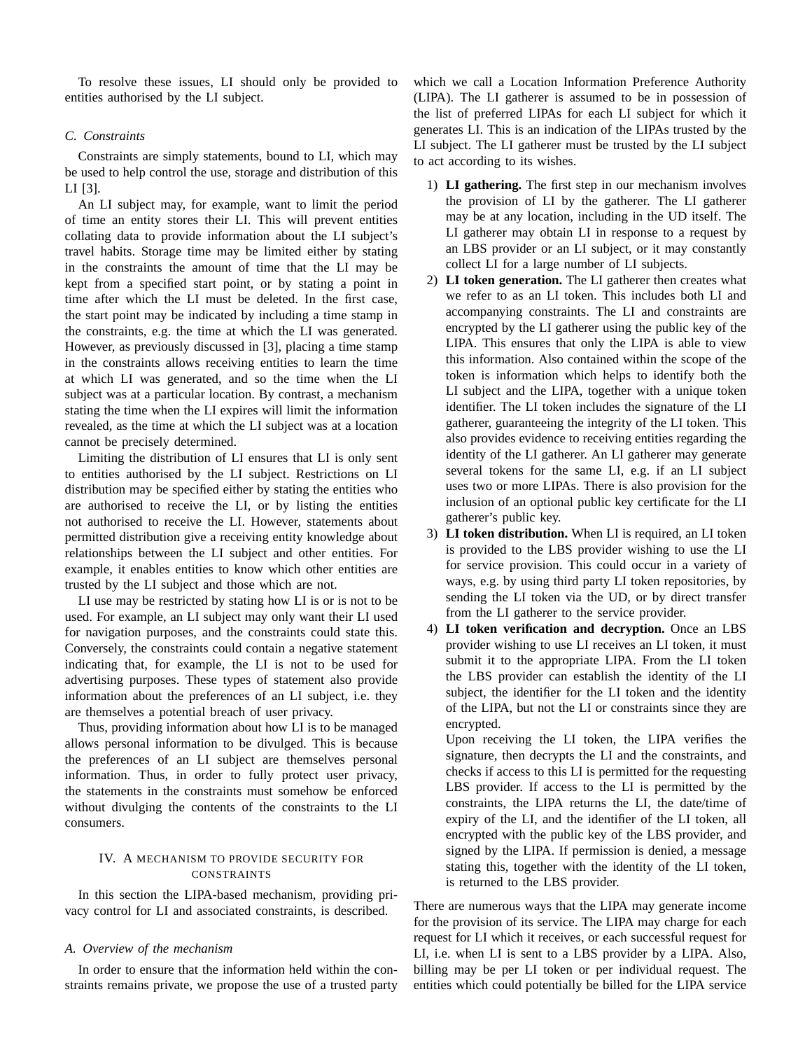To resolve these issues, LI should only be provided to entities authorised by the LI subject.

### C. Constraints

Constraints are simply statements, bound to LI, which may be used to help control the use, storage and distribution of this LI [3].

An LI subject may, for example, want to limit the period of time an entity stores their LI. This will prevent entities collating data to provide information about the LI subject's travel habits. Storage time may be limited either by stating in the constraints the amount of time that the LI may be kept from a specified start point, or by stating a point in time after which the LI must be deleted. In the first case, the start point may be indicated by including a time stamp in the constraints, e.g. the time at which the LI was generated. However, as previously discussed in [3], placing a time stamp in the constraints allows receiving entities to learn the time at which LI was generated, and so the time when the LI subject was at a particular location. By contrast, a mechanism stating the time when the LI expires will limit the information revealed, as the time at which the LI subject was at a location cannot be precisely determined.

Limiting the distribution of LI ensures that LI is only sent to entities authorised by the LI subject. Restrictions on LI distribution may be specified either by stating the entities who are authorised to receive the LI, or by listing the entities not authorised to receive the LI. However, statements about permitted distribution give a receiving entity knowledge about relationships between the LI subject and other entities. For example, it enables entities to know which other entities are trusted by the LI subject and those which are not.

LI use may be restricted by stating how LI is or is not to be used. For example, an LI subject may only want their LI used for navigation purposes, and the constraints could state this. Conversely, the constraints could contain a negative statement indicating that, for example, the LI is not to be used for advertising purposes. These types of statement also provide information about the preferences of an LI subject, i.e. they are themselves a potential breach of user privacy.

Thus, providing information about how LI is to be managed allows personal information to be divulged. This is because the preferences of an LI subject are themselves personal information. Thus, in order to fully protect user privacy, the statements in the constraints must somehow be enforced without divulging the contents of the constraints to the LI consumers.

## IV. A Mechanism to Provide Security for Constraints

In this section the LIPA-based mechanism, providing privacy control for LI and associated constraints, is described.

### A. Overview of the mechanism

In order to ensure that the information held within the constraints remains private, we propose the use of a trusted party which we call a Location Information Preference Authority (LIPA). The LI gatherer is assumed to be in possession of the list of preferred LIPAs for each LI subject for which it generates LI. This is an indication of the LIPAs trusted by the LI subject. The LI gatherer must be trusted by the LI subject to act according to its wishes.

1) **LI gathering.** The first step in our mechanism involves the provision of LI by the gatherer. The LI gatherer may be at any location, including in the UD itself. The LI gatherer may obtain LI in response to a request by an LBS provider or an LI subject, or it may constantly collect LI for a large number of LI subjects.
2) **LI token generation.** The LI gatherer then creates what we refer to as an LI token. This includes both LI and accompanying constraints. The LI and constraints are encrypted by the LI gatherer using the public key of the LIPA. This ensures that only the LIPA is able to view this information. Also contained within the scope of the token is information which helps to identify both the LI subject and the LIPA, together with a unique token identifier. The LI token includes the signature of the LI gatherer, guaranteeing the integrity of the LI token. This also provides evidence to receiving entities regarding the identity of the LI gatherer. An LI gatherer may generate several tokens for the same LI, e.g. if an LI subject uses two or more LIPAs. There is also provision for the inclusion of an optional public key certificate for the LI gatherer's public key.
3) **LI token distribution.** When LI is required, an LI token is provided to the LBS provider wishing to use the LI for service provision. This could occur in a variety of ways, e.g. by using third party LI token repositories, by sending the LI token via the UD, or by direct transfer from the LI gatherer to the service provider.
4) **LI token verification and decryption.** Once an LBS provider wishing to use LI receives an LI token, it must submit it to the appropriate LIPA. From the LI token the LBS provider can establish the identity of the LI subject, the identifier for the LI token and the identity of the LIPA, but not the LI or constraints since they are encrypted.
   Upon receiving the LI token, the LIPA verifies the signature, then decrypts the LI and the constraints, and checks if access to this LI is permitted for the requesting LBS provider. If access to the LI is permitted by the constraints, the LIPA returns the LI, the date/time of expiry of the LI, and the identifier of the LI token, all encrypted with the public key of the LBS provider, and signed by the LIPA. If permission is denied, a message stating this, together with the identity of the LI token, is returned to the LBS provider.

There are numerous ways that the LIPA may generate income for the provision of its service. The LIPA may charge for each request for LI which it receives, or each successful request for LI, i.e. when LI is sent to a LBS provider by a LIPA. Also, billing may be per LI token or per individual request. The entities which could potentially be billed for the LIPA service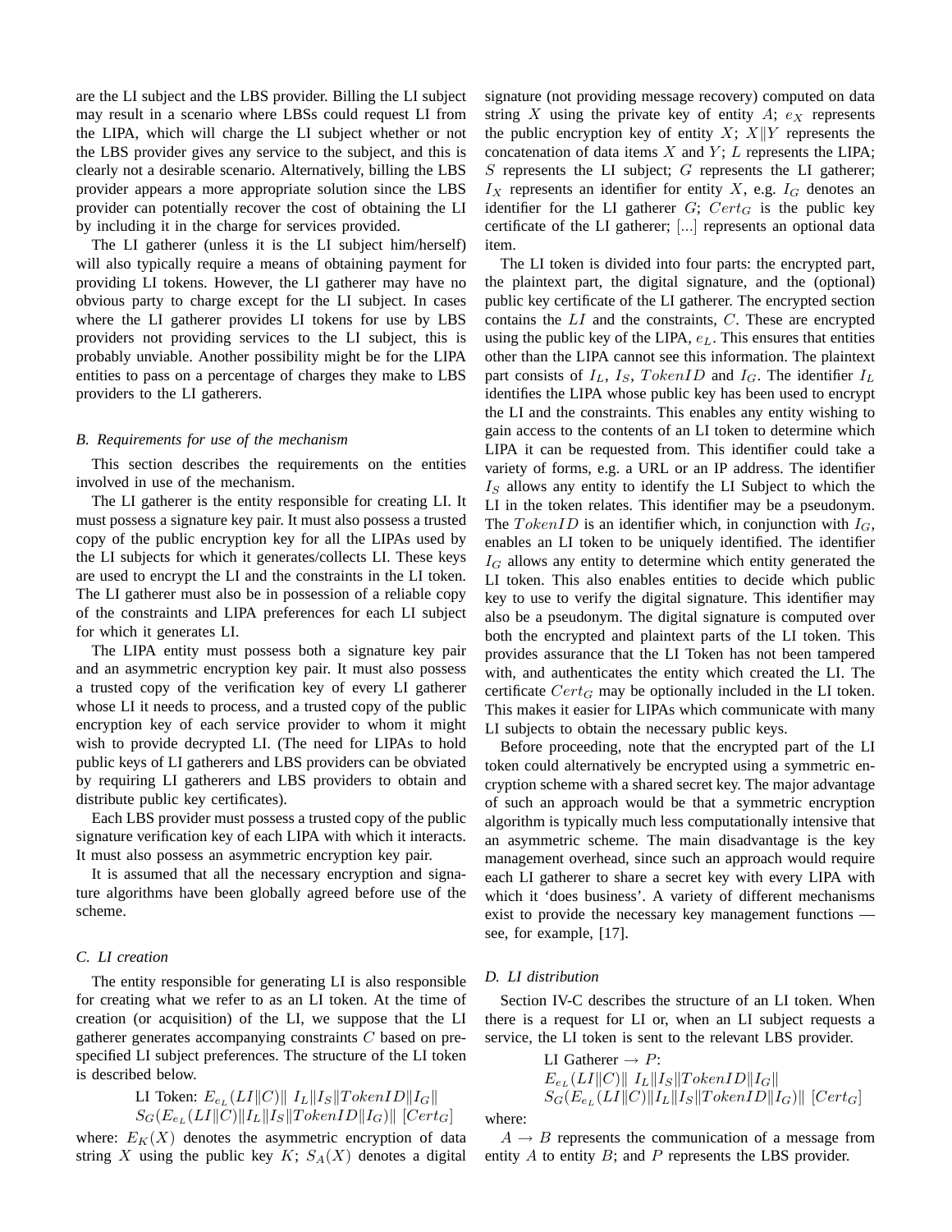are the LI subject and the LBS provider. Billing the LI subject may result in a scenario where LBSs could request LI from the LIPA, which will charge the LI subject whether or not the LBS provider gives any service to the subject, and this is clearly not a desirable scenario. Alternatively, billing the LBS provider appears a more appropriate solution since the LBS provider can potentially recover the cost of obtaining the LI by including it in the charge for services provided.

The LI gatherer (unless it is the LI subject him/herself) will also typically require a means of obtaining payment for providing LI tokens. However, the LI gatherer may have no obvious party to charge except for the LI subject. In cases where the LI gatherer provides LI tokens for use by LBS providers not providing services to the LI subject, this is probably unviable. Another possibility might be for the LIPA entities to pass on a percentage of charges they make to LBS providers to the LI gatherers.

### B. Requirements for use of the mechanism

This section describes the requirements on the entities involved in use of the mechanism.

The LI gatherer is the entity responsible for creating LI. It must possess a signature key pair. It must also possess a trusted copy of the public encryption key for all the LIPAs used by the LI subjects for which it generates/collects LI. These keys are used to encrypt the LI and the constraints in the LI token. The LI gatherer must also be in possession of a reliable copy of the constraints and LIPA preferences for each LI subject for which it generates LI.

The LIPA entity must possess both a signature key pair and an asymmetric encryption key pair. It must also possess a trusted copy of the verification key of every LI gatherer whose LI it needs to process, and a trusted copy of the public encryption key of each service provider to whom it might wish to provide decrypted LI. (The need for LIPAs to hold public keys of LI gatherers and LBS providers can be obviated by requiring LI gatherers and LBS providers to obtain and distribute public key certificates).

Each LBS provider must possess a trusted copy of the public signature verification key of each LIPA with which it interacts. It must also possess an asymmetric encryption key pair.

It is assumed that all the necessary encryption and signature algorithms have been globally agreed before use of the scheme.

### C. LI creation

The entity responsible for generating LI is also responsible for creating what we refer to as an LI token. At the time of creation (or acquisition) of the LI, we suppose that the LI gatherer generates accompanying constraints $C$ based on pre-specified LI subject preferences. The structure of the LI token is described below.

$$\text{LI Token: } E_{e_L}(LI\|C)\|\ I_L\|I_S\|TokenID\|I_G\|$$
$$S_G(E_{e_L}(LI\|C)\|I_L\|I_S\|TokenID\|I_G)\|\ [Cert_G]$$

where: $E_K(X)$ denotes the asymmetric encryption of data string $X$ using the public key $K$; $S_A(X)$ denotes a digital signature (not providing message recovery) computed on data string $X$ using the private key of entity $A$; $e_X$ represents the public encryption key of entity $X$; $X\|Y$ represents the concatenation of data items $X$ and $Y$; $L$ represents the LIPA; $S$ represents the LI subject; $G$ represents the LI gatherer; $I_X$ represents an identifier for entity $X$, e.g. $I_G$ denotes an identifier for the LI gatherer $G$; $Cert_G$ is the public key certificate of the LI gatherer; [...] represents an optional data item.

The LI token is divided into four parts: the encrypted part, the plaintext part, the digital signature, and the (optional) public key certificate of the LI gatherer. The encrypted section contains the $LI$ and the constraints, $C$. These are encrypted using the public key of the LIPA, $e_L$. This ensures that entities other than the LIPA cannot see this information. The plaintext part consists of $I_L$, $I_S$, $TokenID$ and $I_G$. The identifier $I_L$ identifies the LIPA whose public key has been used to encrypt the LI and the constraints. This enables any entity wishing to gain access to the contents of an LI token to determine which LIPA it can be requested from. This identifier could take a variety of forms, e.g. a URL or an IP address. The identifier $I_S$ allows any entity to identify the LI Subject to which the LI in the token relates. This identifier may be a pseudonym. The $TokenID$ is an identifier which, in conjunction with $I_G$, enables an LI token to be uniquely identified. The identifier $I_G$ allows any entity to determine which entity generated the LI token. This also enables entities to decide which public key to use to verify the digital signature. This identifier may also be a pseudonym. The digital signature is computed over both the encrypted and plaintext parts of the LI token. This provides assurance that the LI Token has not been tampered with, and authenticates the entity which created the LI. The certificate $Cert_G$ may be optionally included in the LI token. This makes it easier for LIPAs which communicate with many LI subjects to obtain the necessary public keys.

Before proceeding, note that the encrypted part of the LI token could alternatively be encrypted using a symmetric encryption scheme with a shared secret key. The major advantage of such an approach would be that a symmetric encryption algorithm is typically much less computationally intensive that an asymmetric scheme. The main disadvantage is the key management overhead, since such an approach would require each LI gatherer to share a secret key with every LIPA with which it 'does business'. A variety of different mechanisms exist to provide the necessary key management functions — see, for example, [17].

### D. LI distribution

Section IV-C describes the structure of an LI token. When there is a request for LI or, when an LI subject requests a service, the LI token is sent to the relevant LBS provider.

$$\text{LI Gatherer} \rightarrow P\text{:}$$
$$E_{e_L}(LI\|C)\|\ I_L\|I_S\|TokenID\|I_G\|$$
$$S_G(E_{e_L}(LI\|C)\|I_L\|I_S\|TokenID\|I_G)\|\ [Cert_G]$$

where:

$A \rightarrow B$ represents the communication of a message from entity $A$ to entity $B$; and $P$ represents the LBS provider.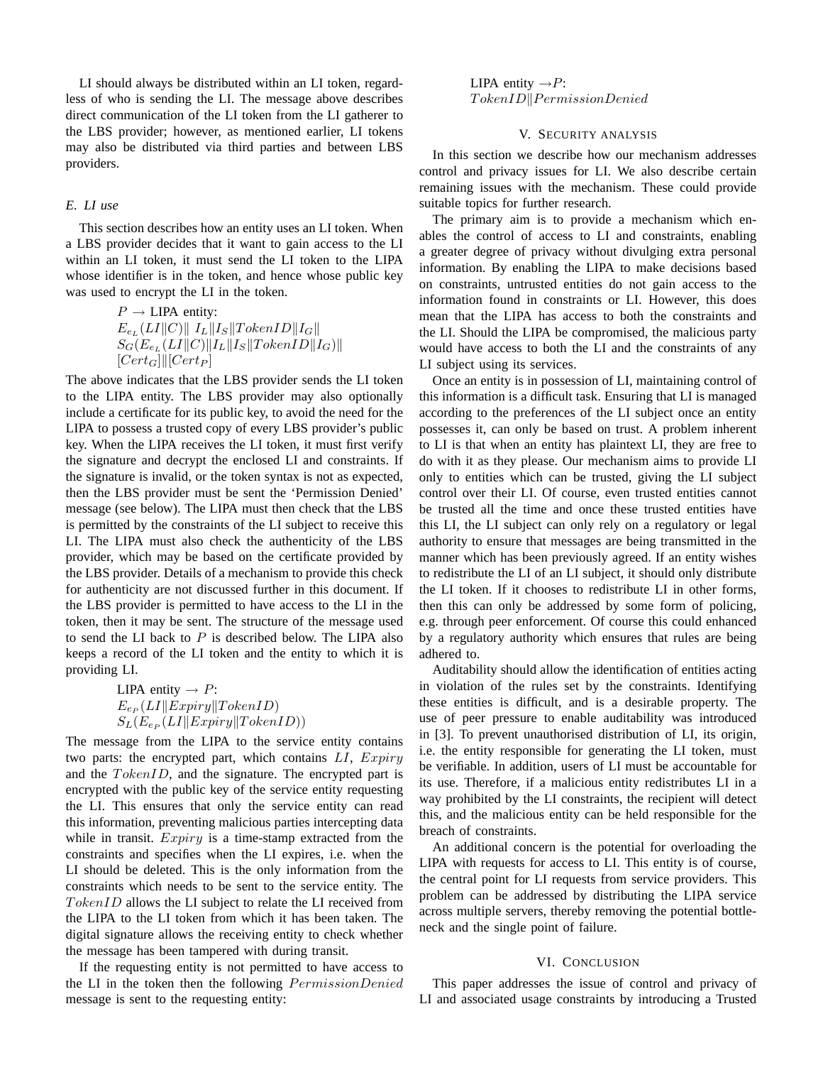LI should always be distributed within an LI token, regardless of who is sending the LI. The message above describes direct communication of the LI token from the LI gatherer to the LBS provider; however, as mentioned earlier, LI tokens may also be distributed via third parties and between LBS providers.

### E. LI use

This section describes how an entity uses an LI token. When a LBS provider decides that it want to gain access to the LI within an LI token, it must send the LI token to the LIPA whose identifier is in the token, and hence whose public key was used to encrypt the LI in the token.

$P \rightarrow$ LIPA entity:
$E_{e_L}(LI \| C) \| \ I_L \| I_S \| TokenID \| I_G \|$
$S_G(E_{e_L}(LI \| C) \| I_L \| I_S \| TokenID \| I_G) \|$
$[Cert_G] \| [Cert_P]$

The above indicates that the LBS provider sends the LI token to the LIPA entity. The LBS provider may also optionally include a certificate for its public key, to avoid the need for the LIPA to possess a trusted copy of every LBS provider's public key. When the LIPA receives the LI token, it must first verify the signature and decrypt the enclosed LI and constraints. If the signature is invalid, or the token syntax is not as expected, then the LBS provider must be sent the 'Permission Denied' message (see below). The LIPA must then check that the LBS is permitted by the constraints of the LI subject to receive this LI. The LIPA must also check the authenticity of the LBS provider, which may be based on the certificate provided by the LBS provider. Details of a mechanism to provide this check for authenticity are not discussed further in this document. If the LBS provider is permitted to have access to the LI in the token, then it may be sent. The structure of the message used to send the LI back to $P$ is described below. The LIPA also keeps a record of the LI token and the entity to which it is providing LI.

LIPA entity $\rightarrow P$:
$E_{e_P}(LI \| Expiry \| TokenID)$
$S_L(E_{e_P}(LI \| Expiry \| TokenID))$

The message from the LIPA to the service entity contains two parts: the encrypted part, which contains $LI$, $Expiry$ and the $TokenID$, and the signature. The encrypted part is encrypted with the public key of the service entity requesting the LI. This ensures that only the service entity can read this information, preventing malicious parties intercepting data while in transit. $Expiry$ is a time-stamp extracted from the constraints and specifies when the LI expires, i.e. when the LI should be deleted. This is the only information from the constraints which needs to be sent to the service entity. The $TokenID$ allows the LI subject to relate the LI received from the LIPA to the LI token from which it has been taken. The digital signature allows the receiving entity to check whether the message has been tampered with during transit.

If the requesting entity is not permitted to have access to the LI in the token then the following $PermissionDenied$ message is sent to the requesting entity:

LIPA entity $\rightarrow P$:
$TokenID \| PermissionDenied$

## V. Security analysis

In this section we describe how our mechanism addresses control and privacy issues for LI. We also describe certain remaining issues with the mechanism. These could provide suitable topics for further research.

The primary aim is to provide a mechanism which enables the control of access to LI and constraints, enabling a greater degree of privacy without divulging extra personal information. By enabling the LIPA to make decisions based on constraints, untrusted entities do not gain access to the information found in constraints or LI. However, this does mean that the LIPA has access to both the constraints and the LI. Should the LIPA be compromised, the malicious party would have access to both the LI and the constraints of any LI subject using its services.

Once an entity is in possession of LI, maintaining control of this information is a difficult task. Ensuring that LI is managed according to the preferences of the LI subject once an entity possesses it, can only be based on trust. A problem inherent to LI is that when an entity has plaintext LI, they are free to do with it as they please. Our mechanism aims to provide LI only to entities which can be trusted, giving the LI subject control over their LI. Of course, even trusted entities cannot be trusted all the time and once these trusted entities have this LI, the LI subject can only rely on a regulatory or legal authority to ensure that messages are being transmitted in the manner which has been previously agreed. If an entity wishes to redistribute the LI of an LI subject, it should only distribute the LI token. If it chooses to redistribute LI in other forms, then this can only be addressed by some form of policing, e.g. through peer enforcement. Of course this could enhanced by a regulatory authority which ensures that rules are being adhered to.

Auditability should allow the identification of entities acting in violation of the rules set by the constraints. Identifying these entities is difficult, and is a desirable property. The use of peer pressure to enable auditability was introduced in [3]. To prevent unauthorised distribution of LI, its origin, i.e. the entity responsible for generating the LI token, must be verifiable. In addition, users of LI must be accountable for its use. Therefore, if a malicious entity redistributes LI in a way prohibited by the LI constraints, the recipient will detect this, and the malicious entity can be held responsible for the breach of constraints.

An additional concern is the potential for overloading the LIPA with requests for access to LI. This entity is of course, the central point for LI requests from service providers. This problem can be addressed by distributing the LIPA service across multiple servers, thereby removing the potential bottleneck and the single point of failure.

## VI. Conclusion

This paper addresses the issue of control and privacy of LI and associated usage constraints by introducing a Trusted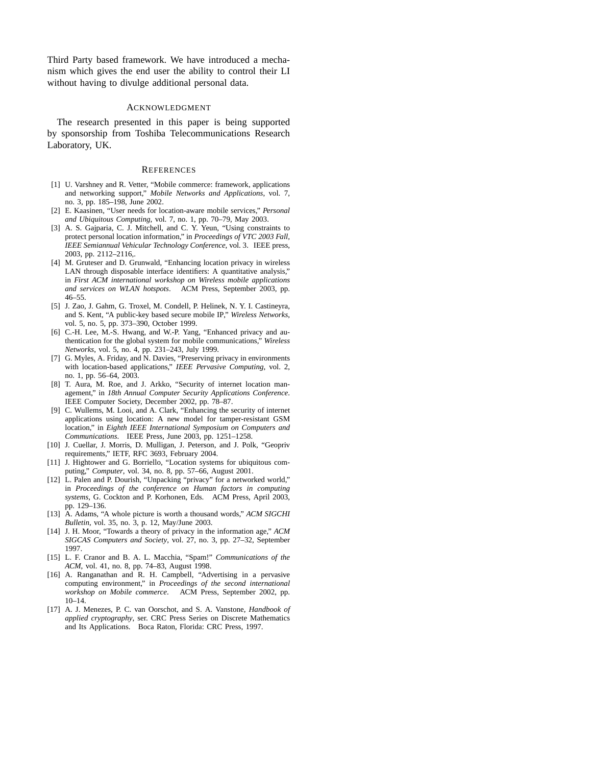Third Party based framework. We have introduced a mechanism which gives the end user the ability to control their LI without having to divulge additional personal data.

## Acknowledgment

The research presented in this paper is being supported by sponsorship from Toshiba Telecommunications Research Laboratory, UK.

## References

[1] U. Varshney and R. Vetter, "Mobile commerce: framework, applications and networking support," *Mobile Networks and Applications*, vol. 7, no. 3, pp. 185–198, June 2002.

[2] E. Kaasinen, "User needs for location-aware mobile services," *Personal and Ubiquitous Computing*, vol. 7, no. 1, pp. 70–79, May 2003.

[3] A. S. Gajparia, C. J. Mitchell, and C. Y. Yeun, "Using constraints to protect personal location information," in *Proceedings of VTC 2003 Fall, IEEE Semiannual Vehicular Technology Conference*, vol. 3. IEEE press, 2003, pp. 2112–2116,.

[4] M. Gruteser and D. Grunwald, "Enhancing location privacy in wireless LAN through disposable interface identifiers: A quantitative analysis," in *First ACM international workshop on Wireless mobile applications and services on WLAN hotspots*. ACM Press, September 2003, pp. 46–55.

[5] J. Zao, J. Gahm, G. Troxel, M. Condell, P. Helinek, N. Y. I. Castineyra, and S. Kent, "A public-key based secure mobile IP," *Wireless Networks*, vol. 5, no. 5, pp. 373–390, October 1999.

[6] C.-H. Lee, M.-S. Hwang, and W.-P. Yang, "Enhanced privacy and authentication for the global system for mobile communications," *Wireless Networks*, vol. 5, no. 4, pp. 231–243, July 1999.

[7] G. Myles, A. Friday, and N. Davies, "Preserving privacy in environments with location-based applications," *IEEE Pervasive Computing*, vol. 2, no. 1, pp. 56–64, 2003.

[8] T. Aura, M. Roe, and J. Arkko, "Security of internet location management," in *18th Annual Computer Security Applications Conference*. IEEE Computer Society, December 2002, pp. 78–87.

[9] C. Wullems, M. Looi, and A. Clark, "Enhancing the security of internet applications using location: A new model for tamper-resistant GSM location," in *Eighth IEEE International Symposium on Computers and Communications*. IEEE Press, June 2003, pp. 1251–1258.

[10] J. Cuellar, J. Morris, D. Mulligan, J. Peterson, and J. Polk, "Geopriv requirements," IETF, RFC 3693, February 2004.

[11] J. Hightower and G. Borriello, "Location systems for ubiquitous computing," *Computer*, vol. 34, no. 8, pp. 57–66, August 2001.

[12] L. Palen and P. Dourish, "Unpacking "privacy" for a networked world," in *Proceedings of the conference on Human factors in computing systems*, G. Cockton and P. Korhonen, Eds. ACM Press, April 2003, pp. 129–136.

[13] A. Adams, "A whole picture is worth a thousand words," *ACM SIGCHI Bulletin*, vol. 35, no. 3, p. 12, May/June 2003.

[14] J. H. Moor, "Towards a theory of privacy in the information age," *ACM SIGCAS Computers and Society*, vol. 27, no. 3, pp. 27–32, September 1997.

[15] L. F. Cranor and B. A. L. Macchia, "Spam!" *Communications of the ACM*, vol. 41, no. 8, pp. 74–83, August 1998.

[16] A. Ranganathan and R. H. Campbell, "Advertising in a pervasive computing environment," in *Proceedings of the second international workshop on Mobile commerce*. ACM Press, September 2002, pp. 10–14.

[17] A. J. Menezes, P. C. van Oorschot, and S. A. Vanstone, *Handbook of applied cryptography*, ser. CRC Press Series on Discrete Mathematics and Its Applications. Boca Raton, Florida: CRC Press, 1997.